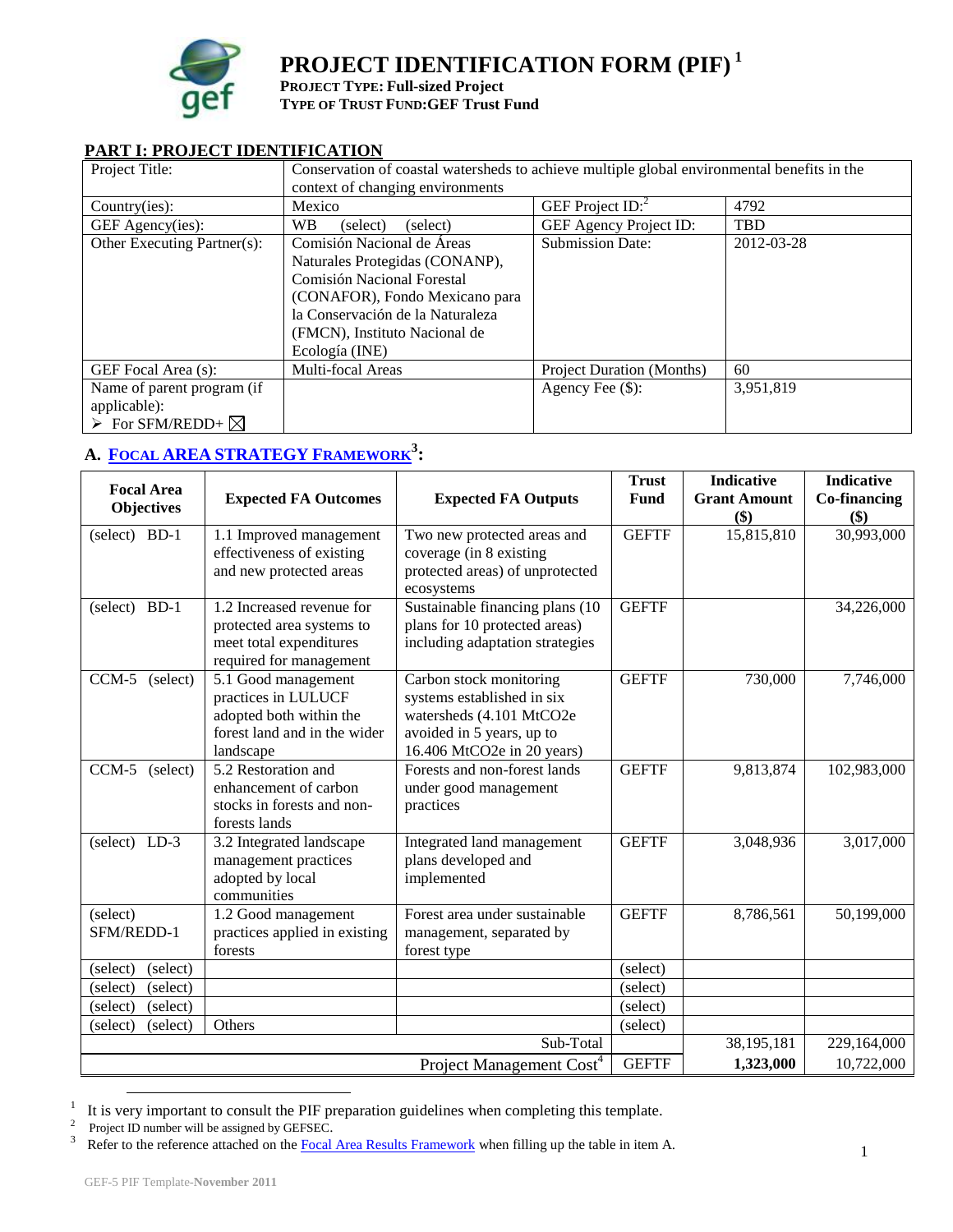# PROJECT IDENTIFICATION FORM (PIF) [1]

**PROJECT TYPE: Full-sized Project**
**TYPE OF TRUST FUND: GEF Trust Fund**

## PART I: PROJECT IDENTIFICATION

| Project Title: | Conservation of coastal watersheds to achieve multiple global environmental benefits in the context of changing environments | | |
|---|---|---|---|
| Country(ies): | Mexico | GEF Project ID:[2] | 4792 |
| GEF Agency(ies): | WB (select) (select) | GEF Agency Project ID: | TBD |
| Other Executing Partner(s): | Comisión Nacional de Áreas Naturales Protegidas (CONANP), Comisión Nacional Forestal (CONAFOR), Fondo Mexicano para la Conservación de la Naturaleza (FMCN), Instituto Nacional de Ecología (INE) | Submission Date: | 2012-03-28 |
| GEF Focal Area (s): | Multi-focal Areas | Project Duration (Months) | 60 |
| Name of parent program (if applicable): ➢ For SFM/REDD+ ☒ | | Agency Fee ($): | 3,951,819 |

## A. FOCAL AREA STRATEGY FRAMEWORK[3]:

| Focal Area Objectives | Expected FA Outcomes | Expected FA Outputs | Trust Fund | Indicative Grant Amount ($) | Indicative Co-financing ($) |
|---|---|---|---|---|---|
| (select) BD-1 | 1.1 Improved management effectiveness of existing and new protected areas | Two new protected areas and coverage (in 8 existing protected areas) of unprotected ecosystems | GEFTF | 15,815,810 | 30,993,000 |
| (select) BD-1 | 1.2 Increased revenue for protected area systems to meet total expenditures required for management | Sustainable financing plans (10 plans for 10 protected areas) including adaptation strategies | GEFTF | | 34,226,000 |
| CCM-5 (select) | 5.1 Good management practices in LULUCF adopted both within the forest land and in the wider landscape | Carbon stock monitoring systems established in six watersheds (4.101 MtCO2e avoided in 5 years, up to 16.406 MtCO2e in 20 years) | GEFTF | 730,000 | 7,746,000 |
| CCM-5 (select) | 5.2 Restoration and enhancement of carbon stocks in forests and non-forests lands | Forests and non-forest lands under good management practices | GEFTF | 9,813,874 | 102,983,000 |
| (select) LD-3 | 3.2 Integrated landscape management practices adopted by local communities | Integrated land management plans developed and implemented | GEFTF | 3,048,936 | 3,017,000 |
| (select) SFM/REDD-1 | 1.2 Good management practices applied in existing forests | Forest area under sustainable management, separated by forest type | GEFTF | 8,786,561 | 50,199,000 |
| (select) (select) | | | (select) | | |
| (select) (select) | | | (select) | | |
| (select) (select) | | | (select) | | |
| (select) (select) | Others | | (select) | | |
| | | Sub-Total | | 38,195,181 | 229,164,000 |
| | | Project Management Cost[4] | GEFTF | **1,323,000** | 10,722,000 |

[1] It is very important to consult the PIF preparation guidelines when completing this template.

[2] Project ID number will be assigned by GEFSEC.

[3] Refer to the reference attached on the Focal Area Results Framework when filling up the table in item A.

GEF-5 PIF Template-**November 2011**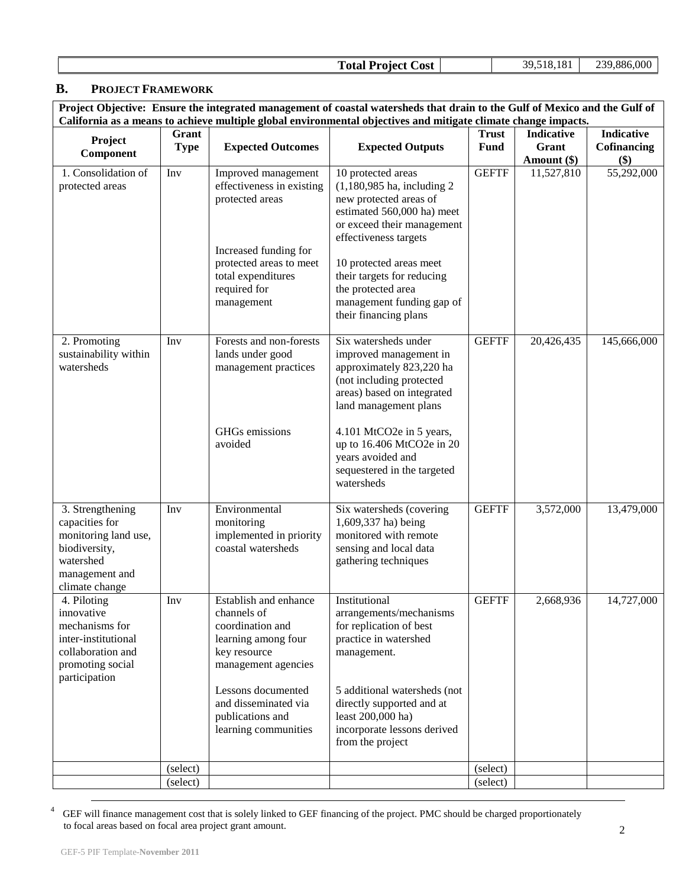| | | | |
|---|---|---|---|
| **Total Project Cost** | | 39,518,181 | 239,886,000 |

## B. PROJECT FRAMEWORK

| **Project Objective: Ensure the integrated management of coastal watersheds that drain to the Gulf of Mexico and the Gulf of California as a means to achieve multiple global environmental objectives and mitigate climate change impacts.** | | | | | | |
|---|---|---|---|---|---|---|
| **Project Component** | **Grant Type** | **Expected Outcomes** | **Expected Outputs** | **Trust Fund** | **Indicative Grant Amount ($)** | **Indicative Cofinancing ($)** |
| 1. Consolidation of protected areas | Inv | Improved management effectiveness in existing protected areas<br><br>Increased funding for protected areas to meet total expenditures required for management | 10 protected areas (1,180,985 ha, including 2 new protected areas of estimated 560,000 ha) meet or exceed their management effectiveness targets<br><br>10 protected areas meet their targets for reducing the protected area management funding gap of their financing plans | GEFTF | 11,527,810 | 55,292,000 |
| 2. Promoting sustainability within watersheds | Inv | Forests and non-forests lands under good management practices<br><br>GHGs emissions avoided | Six watersheds under improved management in approximately 823,220 ha (not including protected areas) based on integrated land management plans<br><br>4.101 MtCO2e in 5 years, up to 16.406 MtCO2e in 20 years avoided and sequestered in the targeted watersheds | GEFTF | 20,426,435 | 145,666,000 |
| 3. Strengthening capacities for monitoring land use, biodiversity, watershed management and climate change | Inv | Environmental monitoring implemented in priority coastal watersheds | Six watersheds (covering 1,609,337 ha) being monitored with remote sensing and local data gathering techniques | GEFTF | 3,572,000 | 13,479,000 |
| 4. Piloting innovative mechanisms for inter-institutional collaboration and promoting social participation | Inv | Establish and enhance channels of coordination and learning among four key resource management agencies<br><br>Lessons documented and disseminated via publications and learning communities | Institutional arrangements/mechanisms for replication of best practice in watershed management.<br><br>5 additional watersheds (not directly supported and at least 200,000 ha) incorporate lessons derived from the project | GEFTF | 2,668,936 | 14,727,000 |
| | (select) | | | (select) | | |
| | (select) | | | (select) | | |

[4] GEF will finance management cost that is solely linked to GEF financing of the project. PMC should be charged proportionately to focal areas based on focal area project grant amount.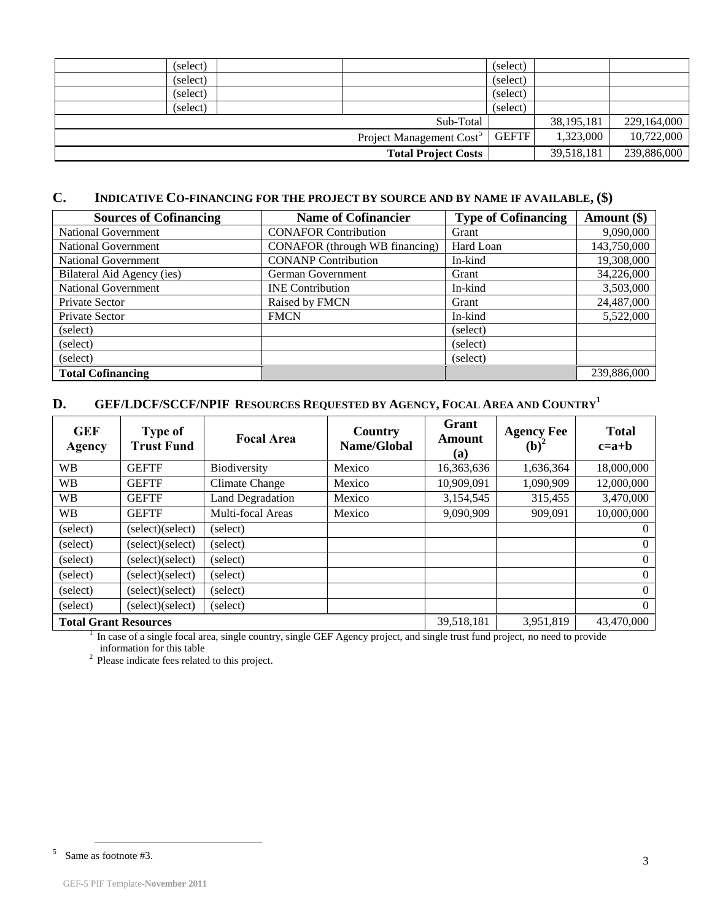| | (select) | | | (select) | | |
|---|---|---|---|---|---|---|
| | (select) | | | (select) | | |
| | (select) | | | (select) | | |
| | (select) | | | (select) | | |
| | | | | Sub-Total | 38,195,181 | 229,164,000 |
| | | | Project Management Cost[5] | GEFTF | 1,323,000 | 10,722,000 |
| | | | **Total Project Costs** | | 39,518,181 | 239,886,000 |

## C. INDICATIVE CO-FINANCING FOR THE PROJECT BY SOURCE AND BY NAME IF AVAILABLE, ($)

| Sources of Cofinancing | Name of Cofinancier | Type of Cofinancing | Amount ($) |
|---|---|---|---|
| National Government | CONAFOR Contribution | Grant | 9,090,000 |
| National Government | CONAFOR (through WB financing) | Hard Loan | 143,750,000 |
| National Government | CONANP Contribution | In-kind | 19,308,000 |
| Bilateral Aid Agency (ies) | German Government | Grant | 34,226,000 |
| National Government | INE Contribution | In-kind | 3,503,000 |
| Private Sector | Raised by FMCN | Grant | 24,487,000 |
| Private Sector | FMCN | In-kind | 5,522,000 |
| (select) | | (select) | |
| (select) | | (select) | |
| (select) | | (select) | |
| **Total Cofinancing** | | | 239,886,000 |

## D. GEF/LDCF/SCCF/NPIF RESOURCES REQUESTED BY AGENCY, FOCAL AREA AND COUNTRY[1]

| GEF Agency | Type of Trust Fund | Focal Area | Country Name/Global | Grant Amount (a) | Agency Fee (b)[2] | Total c=a+b |
|---|---|---|---|---|---|---|
| WB | GEFTF | Biodiversity | Mexico | 16,363,636 | 1,636,364 | 18,000,000 |
| WB | GEFTF | Climate Change | Mexico | 10,909,091 | 1,090,909 | 12,000,000 |
| WB | GEFTF | Land Degradation | Mexico | 3,154,545 | 315,455 | 3,470,000 |
| WB | GEFTF | Multi-focal Areas | Mexico | 9,090,909 | 909,091 | 10,000,000 |
| (select) | (select)(select) | (select) | | | | 0 |
| (select) | (select)(select) | (select) | | | | 0 |
| (select) | (select)(select) | (select) | | | | 0 |
| (select) | (select)(select) | (select) | | | | 0 |
| (select) | (select)(select) | (select) | | | | 0 |
| (select) | (select)(select) | (select) | | | | 0 |
| **Total Grant Resources** | | | | 39,518,181 | 3,951,819 | 43,470,000 |

[1] In case of a single focal area, single country, single GEF Agency project, and single trust fund project, no need to provide information for this table

[2] Please indicate fees related to this project.

[5] Same as footnote #3.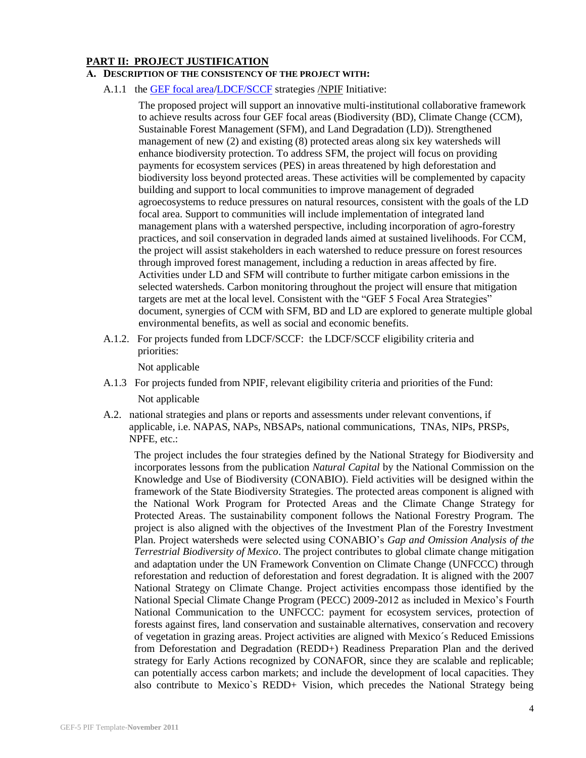## PART II: PROJECT JUSTIFICATION

### A. DESCRIPTION OF THE CONSISTENCY OF THE PROJECT WITH:

A.1.1 the GEF focal area/LDCF/SCCF strategies /NPIF Initiative:

The proposed project will support an innovative multi-institutional collaborative framework to achieve results across four GEF focal areas (Biodiversity (BD), Climate Change (CCM), Sustainable Forest Management (SFM), and Land Degradation (LD)). Strengthened management of new (2) and existing (8) protected areas along six key watersheds will enhance biodiversity protection. To address SFM, the project will focus on providing payments for ecosystem services (PES) in areas threatened by high deforestation and biodiversity loss beyond protected areas. These activities will be complemented by capacity building and support to local communities to improve management of degraded agroecosystems to reduce pressures on natural resources, consistent with the goals of the LD focal area. Support to communities will include implementation of integrated land management plans with a watershed perspective, including incorporation of agro-forestry practices, and soil conservation in degraded lands aimed at sustained livelihoods. For CCM, the project will assist stakeholders in each watershed to reduce pressure on forest resources through improved forest management, including a reduction in areas affected by fire. Activities under LD and SFM will contribute to further mitigate carbon emissions in the selected watersheds. Carbon monitoring throughout the project will ensure that mitigation targets are met at the local level. Consistent with the "GEF 5 Focal Area Strategies" document, synergies of CCM with SFM, BD and LD are explored to generate multiple global environmental benefits, as well as social and economic benefits.

A.1.2. For projects funded from LDCF/SCCF: the LDCF/SCCF eligibility criteria and priorities:

Not applicable

A.1.3 For projects funded from NPIF, relevant eligibility criteria and priorities of the Fund:

Not applicable

A.2. national strategies and plans or reports and assessments under relevant conventions, if applicable, i.e. NAPAS, NAPs, NBSAPs, national communications, TNAs, NIPs, PRSPs, NPFE, etc.:

The project includes the four strategies defined by the National Strategy for Biodiversity and incorporates lessons from the publication *Natural Capital* by the National Commission on the Knowledge and Use of Biodiversity (CONABIO). Field activities will be designed within the framework of the State Biodiversity Strategies. The protected areas component is aligned with the National Work Program for Protected Areas and the Climate Change Strategy for Protected Areas. The sustainability component follows the National Forestry Program. The project is also aligned with the objectives of the Investment Plan of the Forestry Investment Plan. Project watersheds were selected using CONABIO's *Gap and Omission Analysis of the Terrestrial Biodiversity of Mexico*. The project contributes to global climate change mitigation and adaptation under the UN Framework Convention on Climate Change (UNFCCC) through reforestation and reduction of deforestation and forest degradation. It is aligned with the 2007 National Strategy on Climate Change. Project activities encompass those identified by the National Special Climate Change Program (PECC) 2009-2012 as included in Mexico's Fourth National Communication to the UNFCCC: payment for ecosystem services, protection of forests against fires, land conservation and sustainable alternatives, conservation and recovery of vegetation in grazing areas. Project activities are aligned with Mexico´s Reduced Emissions from Deforestation and Degradation (REDD+) Readiness Preparation Plan and the derived strategy for Early Actions recognized by CONAFOR, since they are scalable and replicable; can potentially access carbon markets; and include the development of local capacities. They also contribute to Mexico`s REDD+ Vision, which precedes the National Strategy being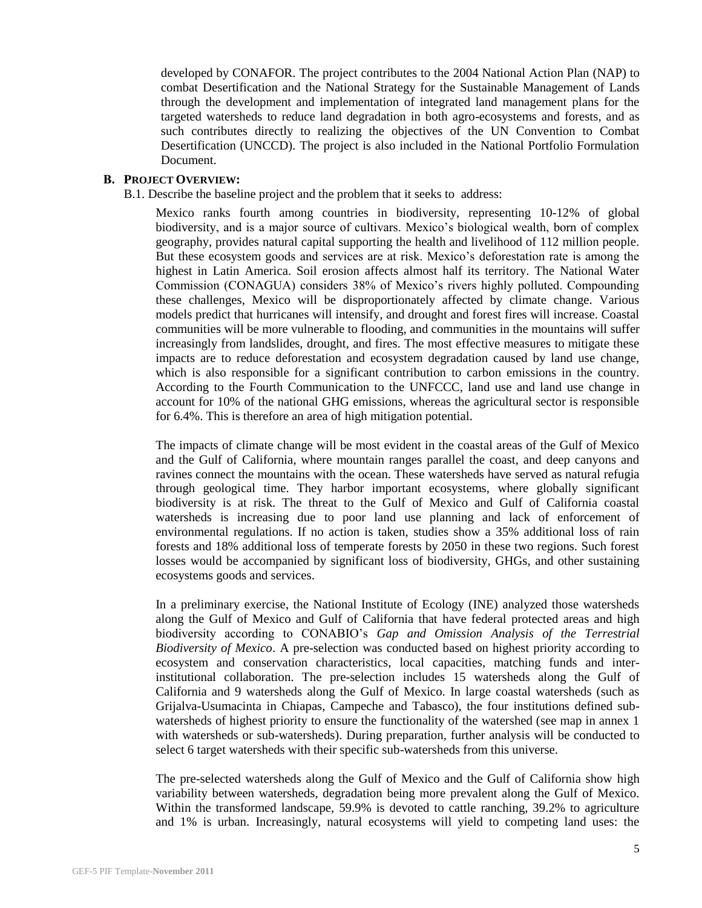developed by CONAFOR. The project contributes to the 2004 National Action Plan (NAP) to combat Desertification and the National Strategy for the Sustainable Management of Lands through the development and implementation of integrated land management plans for the targeted watersheds to reduce land degradation in both agro-ecosystems and forests, and as such contributes directly to realizing the objectives of the UN Convention to Combat Desertification (UNCCD). The project is also included in the National Portfolio Formulation Document.

## B. PROJECT OVERVIEW:

B.1. Describe the baseline project and the problem that it seeks to address:

Mexico ranks fourth among countries in biodiversity, representing 10-12% of global biodiversity, and is a major source of cultivars. Mexico's biological wealth, born of complex geography, provides natural capital supporting the health and livelihood of 112 million people. But these ecosystem goods and services are at risk. Mexico's deforestation rate is among the highest in Latin America. Soil erosion affects almost half its territory. The National Water Commission (CONAGUA) considers 38% of Mexico's rivers highly polluted. Compounding these challenges, Mexico will be disproportionately affected by climate change. Various models predict that hurricanes will intensify, and drought and forest fires will increase. Coastal communities will be more vulnerable to flooding, and communities in the mountains will suffer increasingly from landslides, drought, and fires. The most effective measures to mitigate these impacts are to reduce deforestation and ecosystem degradation caused by land use change, which is also responsible for a significant contribution to carbon emissions in the country. According to the Fourth Communication to the UNFCCC, land use and land use change in account for 10% of the national GHG emissions, whereas the agricultural sector is responsible for 6.4%. This is therefore an area of high mitigation potential.

The impacts of climate change will be most evident in the coastal areas of the Gulf of Mexico and the Gulf of California, where mountain ranges parallel the coast, and deep canyons and ravines connect the mountains with the ocean. These watersheds have served as natural refugia through geological time. They harbor important ecosystems, where globally significant biodiversity is at risk. The threat to the Gulf of Mexico and Gulf of California coastal watersheds is increasing due to poor land use planning and lack of enforcement of environmental regulations. If no action is taken, studies show a 35% additional loss of rain forests and 18% additional loss of temperate forests by 2050 in these two regions. Such forest losses would be accompanied by significant loss of biodiversity, GHGs, and other sustaining ecosystems goods and services.

In a preliminary exercise, the National Institute of Ecology (INE) analyzed those watersheds along the Gulf of Mexico and Gulf of California that have federal protected areas and high biodiversity according to CONABIO's *Gap and Omission Analysis of the Terrestrial Biodiversity of Mexico*. A pre-selection was conducted based on highest priority according to ecosystem and conservation characteristics, local capacities, matching funds and inter-institutional collaboration. The pre-selection includes 15 watersheds along the Gulf of California and 9 watersheds along the Gulf of Mexico. In large coastal watersheds (such as Grijalva-Usumacinta in Chiapas, Campeche and Tabasco), the four institutions defined sub-watersheds of highest priority to ensure the functionality of the watershed (see map in annex 1 with watersheds or sub-watersheds). During preparation, further analysis will be conducted to select 6 target watersheds with their specific sub-watersheds from this universe.

The pre-selected watersheds along the Gulf of Mexico and the Gulf of California show high variability between watersheds, degradation being more prevalent along the Gulf of Mexico. Within the transformed landscape, 59.9% is devoted to cattle ranching, 39.2% to agriculture and 1% is urban. Increasingly, natural ecosystems will yield to competing land uses: the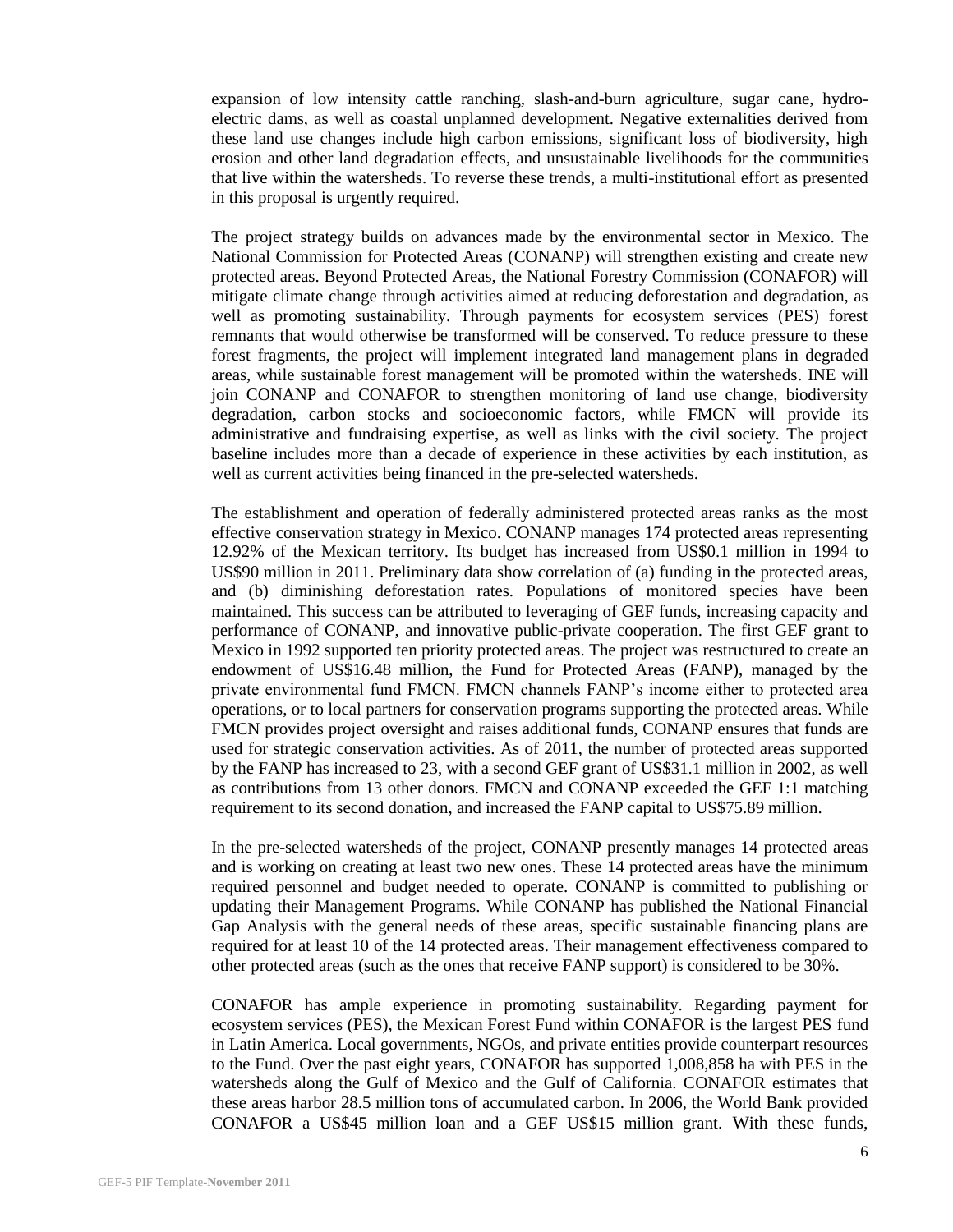expansion of low intensity cattle ranching, slash-and-burn agriculture, sugar cane, hydro-electric dams, as well as coastal unplanned development. Negative externalities derived from these land use changes include high carbon emissions, significant loss of biodiversity, high erosion and other land degradation effects, and unsustainable livelihoods for the communities that live within the watersheds. To reverse these trends, a multi-institutional effort as presented in this proposal is urgently required.

The project strategy builds on advances made by the environmental sector in Mexico. The National Commission for Protected Areas (CONANP) will strengthen existing and create new protected areas. Beyond Protected Areas, the National Forestry Commission (CONAFOR) will mitigate climate change through activities aimed at reducing deforestation and degradation, as well as promoting sustainability. Through payments for ecosystem services (PES) forest remnants that would otherwise be transformed will be conserved. To reduce pressure to these forest fragments, the project will implement integrated land management plans in degraded areas, while sustainable forest management will be promoted within the watersheds. INE will join CONANP and CONAFOR to strengthen monitoring of land use change, biodiversity degradation, carbon stocks and socioeconomic factors, while FMCN will provide its administrative and fundraising expertise, as well as links with the civil society. The project baseline includes more than a decade of experience in these activities by each institution, as well as current activities being financed in the pre-selected watersheds.

The establishment and operation of federally administered protected areas ranks as the most effective conservation strategy in Mexico. CONANP manages 174 protected areas representing 12.92% of the Mexican territory. Its budget has increased from US$0.1 million in 1994 to US$90 million in 2011. Preliminary data show correlation of (a) funding in the protected areas, and (b) diminishing deforestation rates. Populations of monitored species have been maintained. This success can be attributed to leveraging of GEF funds, increasing capacity and performance of CONANP, and innovative public-private cooperation. The first GEF grant to Mexico in 1992 supported ten priority protected areas. The project was restructured to create an endowment of US$16.48 million, the Fund for Protected Areas (FANP), managed by the private environmental fund FMCN. FMCN channels FANP's income either to protected area operations, or to local partners for conservation programs supporting the protected areas. While FMCN provides project oversight and raises additional funds, CONANP ensures that funds are used for strategic conservation activities. As of 2011, the number of protected areas supported by the FANP has increased to 23, with a second GEF grant of US$31.1 million in 2002, as well as contributions from 13 other donors. FMCN and CONANP exceeded the GEF 1:1 matching requirement to its second donation, and increased the FANP capital to US$75.89 million.

In the pre-selected watersheds of the project, CONANP presently manages 14 protected areas and is working on creating at least two new ones. These 14 protected areas have the minimum required personnel and budget needed to operate. CONANP is committed to publishing or updating their Management Programs. While CONANP has published the National Financial Gap Analysis with the general needs of these areas, specific sustainable financing plans are required for at least 10 of the 14 protected areas. Their management effectiveness compared to other protected areas (such as the ones that receive FANP support) is considered to be 30%.

CONAFOR has ample experience in promoting sustainability. Regarding payment for ecosystem services (PES), the Mexican Forest Fund within CONAFOR is the largest PES fund in Latin America. Local governments, NGOs, and private entities provide counterpart resources to the Fund. Over the past eight years, CONAFOR has supported 1,008,858 ha with PES in the watersheds along the Gulf of Mexico and the Gulf of California. CONAFOR estimates that these areas harbor 28.5 million tons of accumulated carbon. In 2006, the World Bank provided CONAFOR a US$45 million loan and a GEF US$15 million grant. With these funds,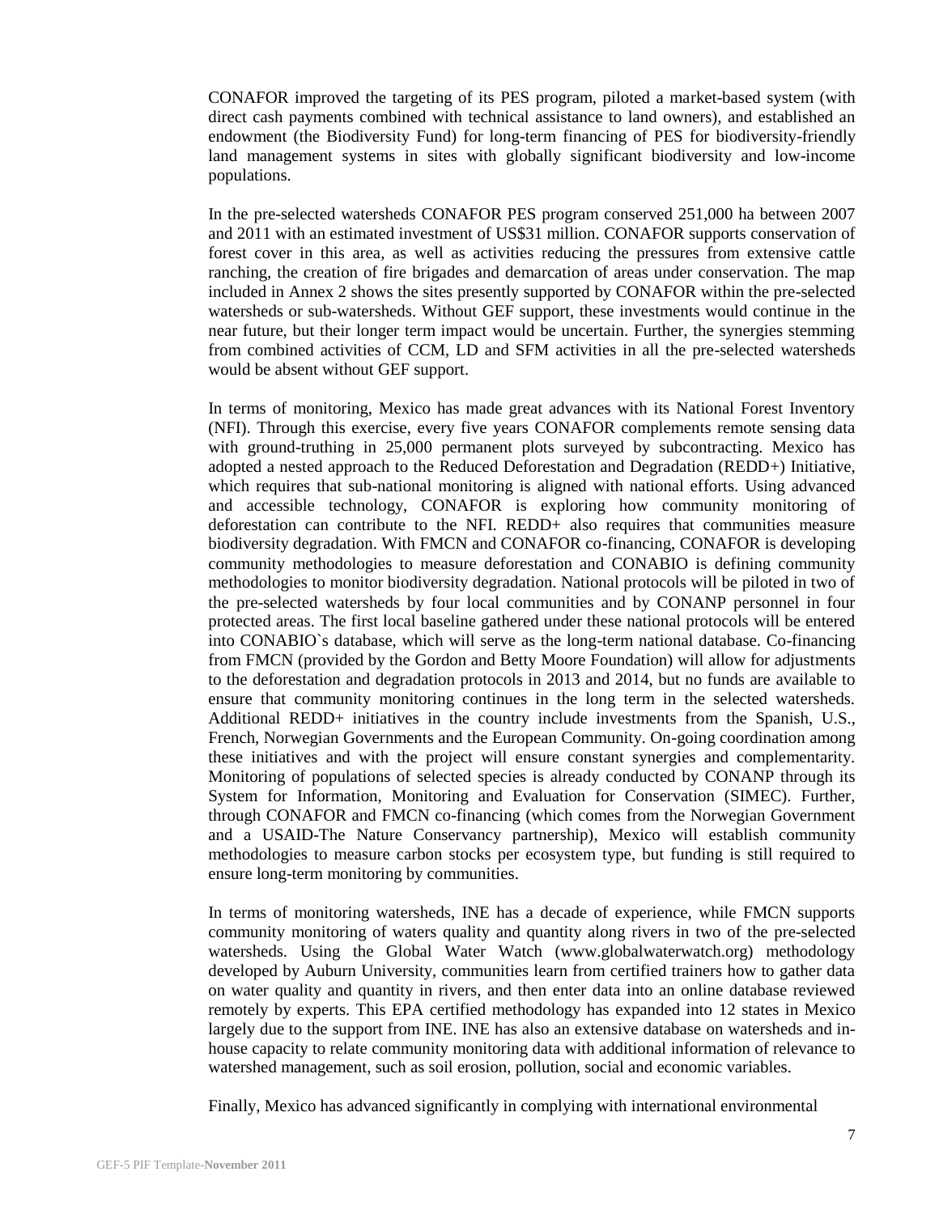CONAFOR improved the targeting of its PES program, piloted a market-based system (with direct cash payments combined with technical assistance to land owners), and established an endowment (the Biodiversity Fund) for long-term financing of PES for biodiversity-friendly land management systems in sites with globally significant biodiversity and low-income populations.

In the pre-selected watersheds CONAFOR PES program conserved 251,000 ha between 2007 and 2011 with an estimated investment of US$31 million. CONAFOR supports conservation of forest cover in this area, as well as activities reducing the pressures from extensive cattle ranching, the creation of fire brigades and demarcation of areas under conservation. The map included in Annex 2 shows the sites presently supported by CONAFOR within the pre-selected watersheds or sub-watersheds. Without GEF support, these investments would continue in the near future, but their longer term impact would be uncertain. Further, the synergies stemming from combined activities of CCM, LD and SFM activities in all the pre-selected watersheds would be absent without GEF support.

In terms of monitoring, Mexico has made great advances with its National Forest Inventory (NFI). Through this exercise, every five years CONAFOR complements remote sensing data with ground-truthing in 25,000 permanent plots surveyed by subcontracting. Mexico has adopted a nested approach to the Reduced Deforestation and Degradation (REDD+) Initiative, which requires that sub-national monitoring is aligned with national efforts. Using advanced and accessible technology, CONAFOR is exploring how community monitoring of deforestation can contribute to the NFI. REDD+ also requires that communities measure biodiversity degradation. With FMCN and CONAFOR co-financing, CONAFOR is developing community methodologies to measure deforestation and CONABIO is defining community methodologies to monitor biodiversity degradation. National protocols will be piloted in two of the pre-selected watersheds by four local communities and by CONANP personnel in four protected areas. The first local baseline gathered under these national protocols will be entered into CONABIO`s database, which will serve as the long-term national database. Co-financing from FMCN (provided by the Gordon and Betty Moore Foundation) will allow for adjustments to the deforestation and degradation protocols in 2013 and 2014, but no funds are available to ensure that community monitoring continues in the long term in the selected watersheds. Additional REDD+ initiatives in the country include investments from the Spanish, U.S., French, Norwegian Governments and the European Community. On-going coordination among these initiatives and with the project will ensure constant synergies and complementarity. Monitoring of populations of selected species is already conducted by CONANP through its System for Information, Monitoring and Evaluation for Conservation (SIMEC). Further, through CONAFOR and FMCN co-financing (which comes from the Norwegian Government and a USAID-The Nature Conservancy partnership), Mexico will establish community methodologies to measure carbon stocks per ecosystem type, but funding is still required to ensure long-term monitoring by communities.

In terms of monitoring watersheds, INE has a decade of experience, while FMCN supports community monitoring of waters quality and quantity along rivers in two of the pre-selected watersheds. Using the Global Water Watch (www.globalwaterwatch.org) methodology developed by Auburn University, communities learn from certified trainers how to gather data on water quality and quantity in rivers, and then enter data into an online database reviewed remotely by experts. This EPA certified methodology has expanded into 12 states in Mexico largely due to the support from INE. INE has also an extensive database on watersheds and in-house capacity to relate community monitoring data with additional information of relevance to watershed management, such as soil erosion, pollution, social and economic variables.

Finally, Mexico has advanced significantly in complying with international environmental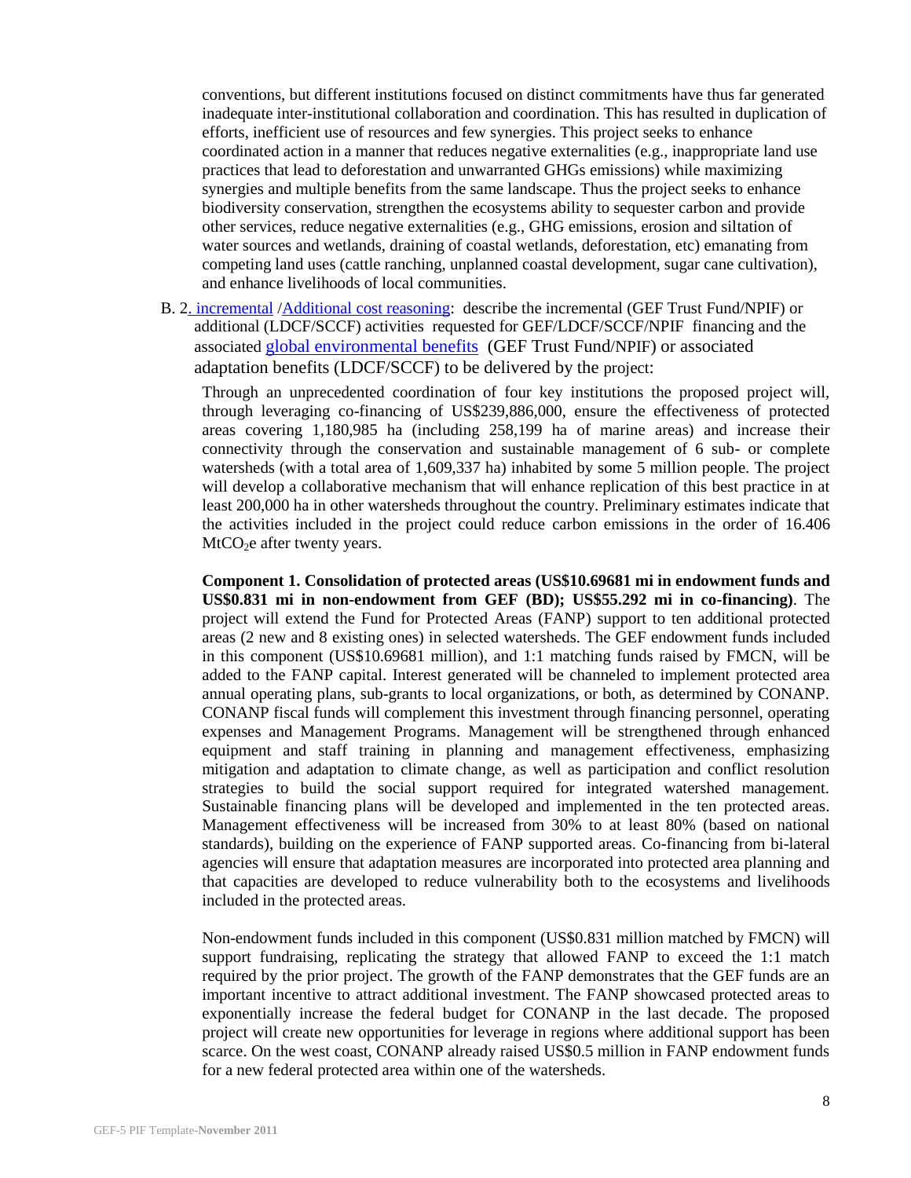conventions, but different institutions focused on distinct commitments have thus far generated inadequate inter-institutional collaboration and coordination. This has resulted in duplication of efforts, inefficient use of resources and few synergies. This project seeks to enhance coordinated action in a manner that reduces negative externalities (e.g., inappropriate land use practices that lead to deforestation and unwarranted GHGs emissions) while maximizing synergies and multiple benefits from the same landscape. Thus the project seeks to enhance biodiversity conservation, strengthen the ecosystems ability to sequester carbon and provide other services, reduce negative externalities (e.g., GHG emissions, erosion and siltation of water sources and wetlands, draining of coastal wetlands, deforestation, etc) emanating from competing land uses (cattle ranching, unplanned coastal development, sugar cane cultivation), and enhance livelihoods of local communities.

B. 2. incremental /Additional cost reasoning: describe the incremental (GEF Trust Fund/NPIF) or additional (LDCF/SCCF) activities requested for GEF/LDCF/SCCF/NPIF financing and the associated global environmental benefits (GEF Trust Fund/NPIF) or associated adaptation benefits (LDCF/SCCF) to be delivered by the project:

Through an unprecedented coordination of four key institutions the proposed project will, through leveraging co-financing of US$239,886,000, ensure the effectiveness of protected areas covering 1,180,985 ha (including 258,199 ha of marine areas) and increase their connectivity through the conservation and sustainable management of 6 sub- or complete watersheds (with a total area of 1,609,337 ha) inhabited by some 5 million people. The project will develop a collaborative mechanism that will enhance replication of this best practice in at least 200,000 ha in other watersheds throughout the country. Preliminary estimates indicate that the activities included in the project could reduce carbon emissions in the order of 16.406 $MtCO_2e$ after twenty years.

**Component 1. Consolidation of protected areas (US$10.69681 mi in endowment funds and US$0.831 mi in non-endowment from GEF (BD); US$55.292 mi in co-financing)**. The project will extend the Fund for Protected Areas (FANP) support to ten additional protected areas (2 new and 8 existing ones) in selected watersheds. The GEF endowment funds included in this component (US$10.69681 million), and 1:1 matching funds raised by FMCN, will be added to the FANP capital. Interest generated will be channeled to implement protected area annual operating plans, sub-grants to local organizations, or both, as determined by CONANP. CONANP fiscal funds will complement this investment through financing personnel, operating expenses and Management Programs. Management will be strengthened through enhanced equipment and staff training in planning and management effectiveness, emphasizing mitigation and adaptation to climate change, as well as participation and conflict resolution strategies to build the social support required for integrated watershed management. Sustainable financing plans will be developed and implemented in the ten protected areas. Management effectiveness will be increased from 30% to at least 80% (based on national standards), building on the experience of FANP supported areas. Co-financing from bi-lateral agencies will ensure that adaptation measures are incorporated into protected area planning and that capacities are developed to reduce vulnerability both to the ecosystems and livelihoods included in the protected areas.

Non-endowment funds included in this component (US$0.831 million matched by FMCN) will support fundraising, replicating the strategy that allowed FANP to exceed the 1:1 match required by the prior project. The growth of the FANP demonstrates that the GEF funds are an important incentive to attract additional investment. The FANP showcased protected areas to exponentially increase the federal budget for CONANP in the last decade. The proposed project will create new opportunities for leverage in regions where additional support has been scarce. On the west coast, CONANP already raised US$0.5 million in FANP endowment funds for a new federal protected area within one of the watersheds.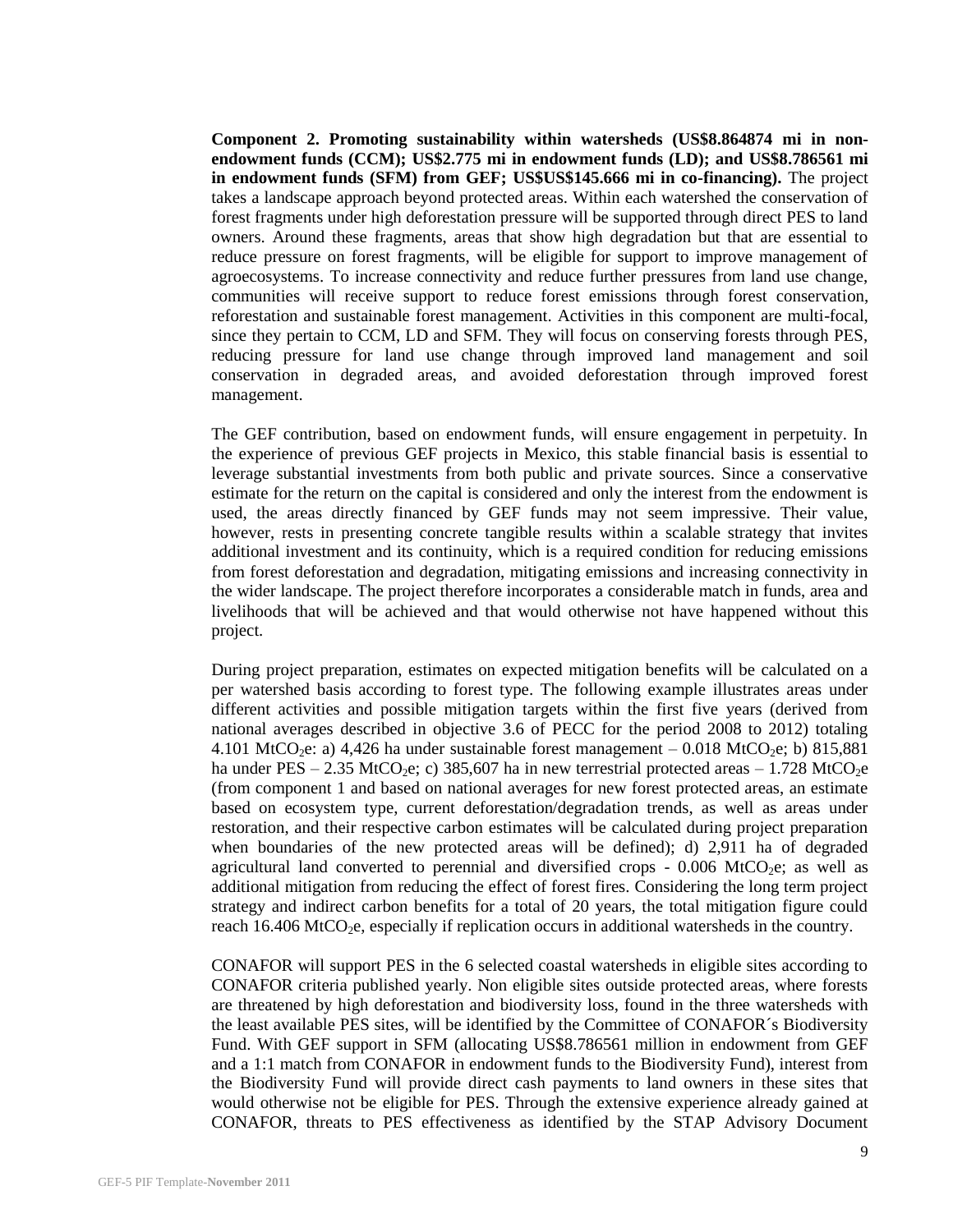**Component 2. Promoting sustainability within watersheds (US$8.864874 mi in non-endowment funds (CCM); US$2.775 mi in endowment funds (LD); and US$8.786561 mi in endowment funds (SFM) from GEF; US$US$145.666 mi in co-financing).** The project takes a landscape approach beyond protected areas. Within each watershed the conservation of forest fragments under high deforestation pressure will be supported through direct PES to land owners. Around these fragments, areas that show high degradation but that are essential to reduce pressure on forest fragments, will be eligible for support to improve management of agroecosystems. To increase connectivity and reduce further pressures from land use change, communities will receive support to reduce forest emissions through forest conservation, reforestation and sustainable forest management. Activities in this component are multi-focal, since they pertain to CCM, LD and SFM. They will focus on conserving forests through PES, reducing pressure for land use change through improved land management and soil conservation in degraded areas, and avoided deforestation through improved forest management.

The GEF contribution, based on endowment funds, will ensure engagement in perpetuity. In the experience of previous GEF projects in Mexico, this stable financial basis is essential to leverage substantial investments from both public and private sources. Since a conservative estimate for the return on the capital is considered and only the interest from the endowment is used, the areas directly financed by GEF funds may not seem impressive. Their value, however, rests in presenting concrete tangible results within a scalable strategy that invites additional investment and its continuity, which is a required condition for reducing emissions from forest deforestation and degradation, mitigating emissions and increasing connectivity in the wider landscape. The project therefore incorporates a considerable match in funds, area and livelihoods that will be achieved and that would otherwise not have happened without this project.

During project preparation, estimates on expected mitigation benefits will be calculated on a per watershed basis according to forest type. The following example illustrates areas under different activities and possible mitigation targets within the first five years (derived from national averages described in objective 3.6 of PECC for the period 2008 to 2012) totaling 4.101 $MtCO_2e$: a) 4,426 ha under sustainable forest management – 0.018 $MtCO_2e$; b) 815,881 ha under PES – 2.35 $MtCO_2e$; c) 385,607 ha in new terrestrial protected areas – 1.728 $MtCO_2e$ (from component 1 and based on national averages for new forest protected areas, an estimate based on ecosystem type, current deforestation/degradation trends, as well as areas under restoration, and their respective carbon estimates will be calculated during project preparation when boundaries of the new protected areas will be defined); d) 2,911 ha of degraded agricultural land converted to perennial and diversified crops - 0.006 $MtCO_2e$; as well as additional mitigation from reducing the effect of forest fires. Considering the long term project strategy and indirect carbon benefits for a total of 20 years, the total mitigation figure could reach 16.406 $MtCO_2e$, especially if replication occurs in additional watersheds in the country.

CONAFOR will support PES in the 6 selected coastal watersheds in eligible sites according to CONAFOR criteria published yearly. Non eligible sites outside protected areas, where forests are threatened by high deforestation and biodiversity loss, found in the three watersheds with the least available PES sites, will be identified by the Committee of CONAFOR´s Biodiversity Fund. With GEF support in SFM (allocating US$8.786561 million in endowment from GEF and a 1:1 match from CONAFOR in endowment funds to the Biodiversity Fund), interest from the Biodiversity Fund will provide direct cash payments to land owners in these sites that would otherwise not be eligible for PES. Through the extensive experience already gained at CONAFOR, threats to PES effectiveness as identified by the STAP Advisory Document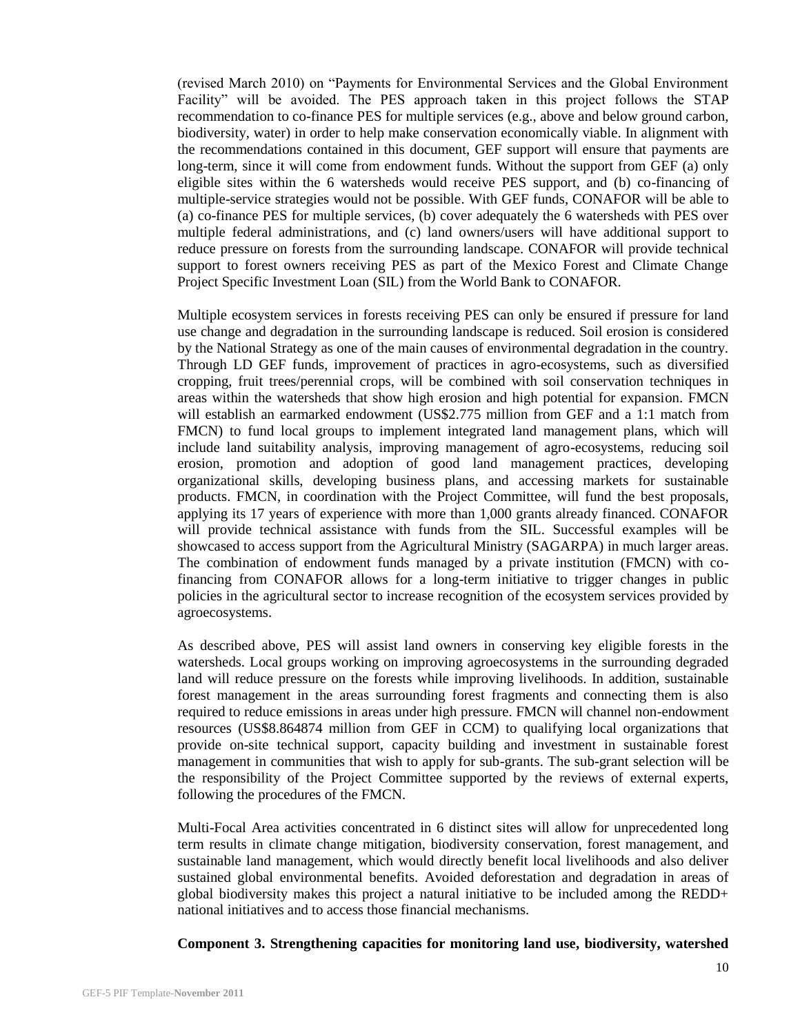(revised March 2010) on “Payments for Environmental Services and the Global Environment Facility” will be avoided. The PES approach taken in this project follows the STAP recommendation to co-finance PES for multiple services (e.g., above and below ground carbon, biodiversity, water) in order to help make conservation economically viable. In alignment with the recommendations contained in this document, GEF support will ensure that payments are long-term, since it will come from endowment funds. Without the support from GEF (a) only eligible sites within the 6 watersheds would receive PES support, and (b) co-financing of multiple-service strategies would not be possible. With GEF funds, CONAFOR will be able to (a) co-finance PES for multiple services, (b) cover adequately the 6 watersheds with PES over multiple federal administrations, and (c) land owners/users will have additional support to reduce pressure on forests from the surrounding landscape. CONAFOR will provide technical support to forest owners receiving PES as part of the Mexico Forest and Climate Change Project Specific Investment Loan (SIL) from the World Bank to CONAFOR.

Multiple ecosystem services in forests receiving PES can only be ensured if pressure for land use change and degradation in the surrounding landscape is reduced. Soil erosion is considered by the National Strategy as one of the main causes of environmental degradation in the country. Through LD GEF funds, improvement of practices in agro-ecosystems, such as diversified cropping, fruit trees/perennial crops, will be combined with soil conservation techniques in areas within the watersheds that show high erosion and high potential for expansion. FMCN will establish an earmarked endowment (US$2.775 million from GEF and a 1:1 match from FMCN) to fund local groups to implement integrated land management plans, which will include land suitability analysis, improving management of agro-ecosystems, reducing soil erosion, promotion and adoption of good land management practices, developing organizational skills, developing business plans, and accessing markets for sustainable products. FMCN, in coordination with the Project Committee, will fund the best proposals, applying its 17 years of experience with more than 1,000 grants already financed. CONAFOR will provide technical assistance with funds from the SIL. Successful examples will be showcased to access support from the Agricultural Ministry (SAGARPA) in much larger areas. The combination of endowment funds managed by a private institution (FMCN) with co-financing from CONAFOR allows for a long-term initiative to trigger changes in public policies in the agricultural sector to increase recognition of the ecosystem services provided by agroecosystems.

As described above, PES will assist land owners in conserving key eligible forests in the watersheds. Local groups working on improving agroecosystems in the surrounding degraded land will reduce pressure on the forests while improving livelihoods. In addition, sustainable forest management in the areas surrounding forest fragments and connecting them is also required to reduce emissions in areas under high pressure. FMCN will channel non-endowment resources (US$8.864874 million from GEF in CCM) to qualifying local organizations that provide on-site technical support, capacity building and investment in sustainable forest management in communities that wish to apply for sub-grants. The sub-grant selection will be the responsibility of the Project Committee supported by the reviews of external experts, following the procedures of the FMCN.

Multi-Focal Area activities concentrated in 6 distinct sites will allow for unprecedented long term results in climate change mitigation, biodiversity conservation, forest management, and sustainable land management, which would directly benefit local livelihoods and also deliver sustained global environmental benefits. Avoided deforestation and degradation in areas of global biodiversity makes this project a natural initiative to be included among the REDD+ national initiatives and to access those financial mechanisms.

**Component 3. Strengthening capacities for monitoring land use, biodiversity, watershed**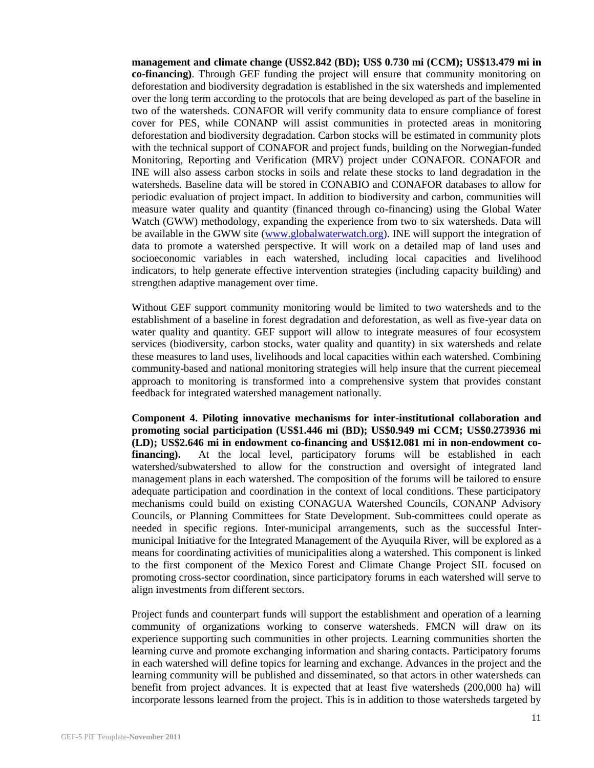**management and climate change (US$2.842 (BD); US$ 0.730 mi (CCM); US$13.479 mi in co-financing)**. Through GEF funding the project will ensure that community monitoring on deforestation and biodiversity degradation is established in the six watersheds and implemented over the long term according to the protocols that are being developed as part of the baseline in two of the watersheds. CONAFOR will verify community data to ensure compliance of forest cover for PES, while CONANP will assist communities in protected areas in monitoring deforestation and biodiversity degradation. Carbon stocks will be estimated in community plots with the technical support of CONAFOR and project funds, building on the Norwegian-funded Monitoring, Reporting and Verification (MRV) project under CONAFOR. CONAFOR and INE will also assess carbon stocks in soils and relate these stocks to land degradation in the watersheds. Baseline data will be stored in CONABIO and CONAFOR databases to allow for periodic evaluation of project impact. In addition to biodiversity and carbon, communities will measure water quality and quantity (financed through co-financing) using the Global Water Watch (GWW) methodology, expanding the experience from two to six watersheds. Data will be available in the GWW site (www.globalwaterwatch.org). INE will support the integration of data to promote a watershed perspective. It will work on a detailed map of land uses and socioeconomic variables in each watershed, including local capacities and livelihood indicators, to help generate effective intervention strategies (including capacity building) and strengthen adaptive management over time.

Without GEF support community monitoring would be limited to two watersheds and to the establishment of a baseline in forest degradation and deforestation, as well as five-year data on water quality and quantity. GEF support will allow to integrate measures of four ecosystem services (biodiversity, carbon stocks, water quality and quantity) in six watersheds and relate these measures to land uses, livelihoods and local capacities within each watershed. Combining community-based and national monitoring strategies will help insure that the current piecemeal approach to monitoring is transformed into a comprehensive system that provides constant feedback for integrated watershed management nationally.

**Component 4. Piloting innovative mechanisms for inter-institutional collaboration and promoting social participation (US$1.446 mi (BD); US$0.949 mi CCM; US$0.273936 mi (LD); US$2.646 mi in endowment co-financing and US$12.081 mi in non-endowment co-financing).** At the local level, participatory forums will be established in each watershed/subwatershed to allow for the construction and oversight of integrated land management plans in each watershed. The composition of the forums will be tailored to ensure adequate participation and coordination in the context of local conditions. These participatory mechanisms could build on existing CONAGUA Watershed Councils, CONANP Advisory Councils, or Planning Committees for State Development. Sub-committees could operate as needed in specific regions. Inter-municipal arrangements, such as the successful Inter-municipal Initiative for the Integrated Management of the Ayuquila River, will be explored as a means for coordinating activities of municipalities along a watershed. This component is linked to the first component of the Mexico Forest and Climate Change Project SIL focused on promoting cross-sector coordination, since participatory forums in each watershed will serve to align investments from different sectors.

Project funds and counterpart funds will support the establishment and operation of a learning community of organizations working to conserve watersheds. FMCN will draw on its experience supporting such communities in other projects. Learning communities shorten the learning curve and promote exchanging information and sharing contacts. Participatory forums in each watershed will define topics for learning and exchange. Advances in the project and the learning community will be published and disseminated, so that actors in other watersheds can benefit from project advances. It is expected that at least five watersheds (200,000 ha) will incorporate lessons learned from the project. This is in addition to those watersheds targeted by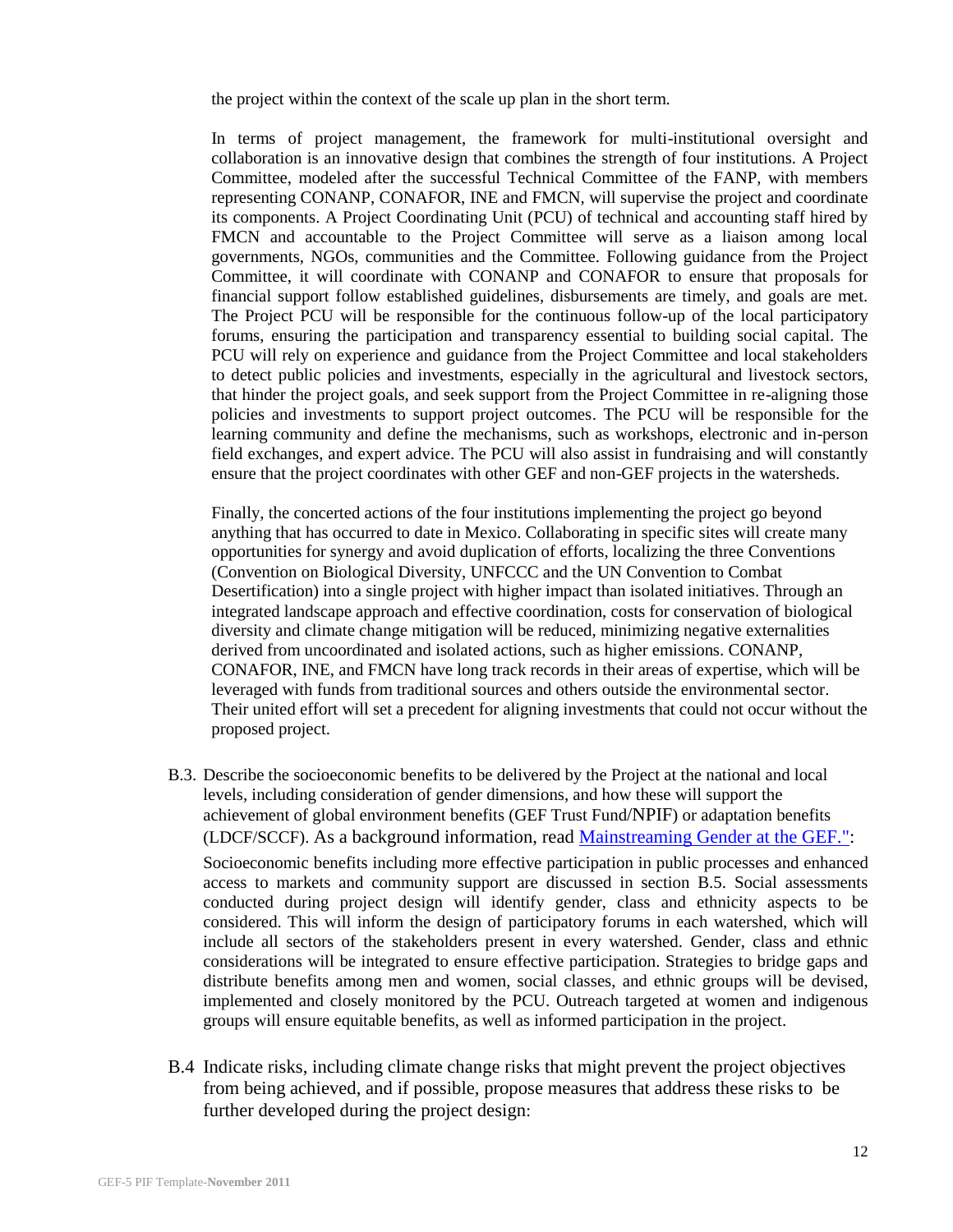the project within the context of the scale up plan in the short term.

In terms of project management, the framework for multi-institutional oversight and collaboration is an innovative design that combines the strength of four institutions. A Project Committee, modeled after the successful Technical Committee of the FANP, with members representing CONANP, CONAFOR, INE and FMCN, will supervise the project and coordinate its components. A Project Coordinating Unit (PCU) of technical and accounting staff hired by FMCN and accountable to the Project Committee will serve as a liaison among local governments, NGOs, communities and the Committee. Following guidance from the Project Committee, it will coordinate with CONANP and CONAFOR to ensure that proposals for financial support follow established guidelines, disbursements are timely, and goals are met. The Project PCU will be responsible for the continuous follow-up of the local participatory forums, ensuring the participation and transparency essential to building social capital. The PCU will rely on experience and guidance from the Project Committee and local stakeholders to detect public policies and investments, especially in the agricultural and livestock sectors, that hinder the project goals, and seek support from the Project Committee in re-aligning those policies and investments to support project outcomes. The PCU will be responsible for the learning community and define the mechanisms, such as workshops, electronic and in-person field exchanges, and expert advice. The PCU will also assist in fundraising and will constantly ensure that the project coordinates with other GEF and non-GEF projects in the watersheds.

Finally, the concerted actions of the four institutions implementing the project go beyond anything that has occurred to date in Mexico. Collaborating in specific sites will create many opportunities for synergy and avoid duplication of efforts, localizing the three Conventions (Convention on Biological Diversity, UNFCCC and the UN Convention to Combat Desertification) into a single project with higher impact than isolated initiatives. Through an integrated landscape approach and effective coordination, costs for conservation of biological diversity and climate change mitigation will be reduced, minimizing negative externalities derived from uncoordinated and isolated actions, such as higher emissions. CONANP, CONAFOR, INE, and FMCN have long track records in their areas of expertise, which will be leveraged with funds from traditional sources and others outside the environmental sector. Their united effort will set a precedent for aligning investments that could not occur without the proposed project.

B.3. Describe the socioeconomic benefits to be delivered by the Project at the national and local levels, including consideration of gender dimensions, and how these will support the achievement of global environment benefits (GEF Trust Fund/NPIF) or adaptation benefits (LDCF/SCCF). As a background information, read [Mainstreaming Gender at the GEF."]:

Socioeconomic benefits including more effective participation in public processes and enhanced access to markets and community support are discussed in section B.5. Social assessments conducted during project design will identify gender, class and ethnicity aspects to be considered. This will inform the design of participatory forums in each watershed, which will include all sectors of the stakeholders present in every watershed. Gender, class and ethnic considerations will be integrated to ensure effective participation. Strategies to bridge gaps and distribute benefits among men and women, social classes, and ethnic groups will be devised, implemented and closely monitored by the PCU. Outreach targeted at women and indigenous groups will ensure equitable benefits, as well as informed participation in the project.

B.4 Indicate risks, including climate change risks that might prevent the project objectives from being achieved, and if possible, propose measures that address these risks to be further developed during the project design: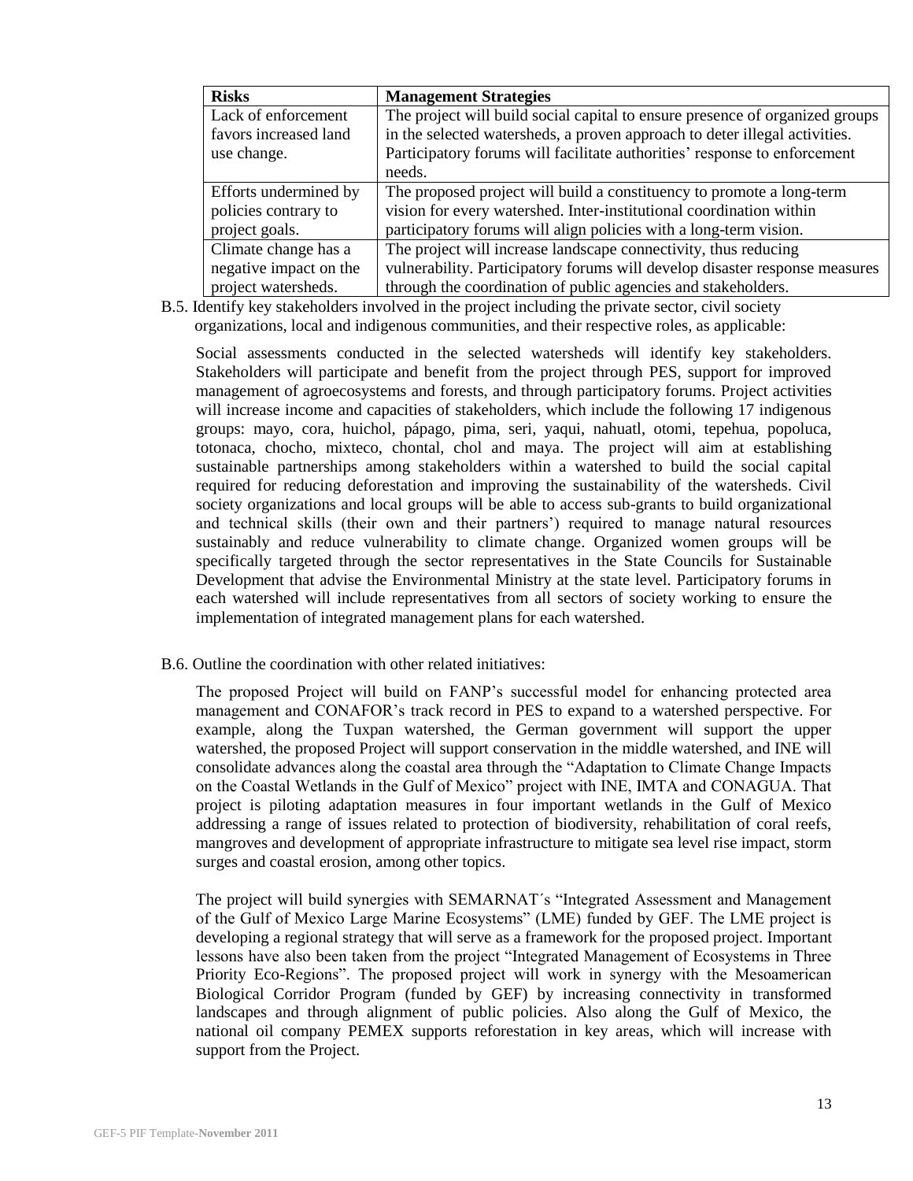| Risks | Management Strategies |
|---|---|
| Lack of enforcement favors increased land use change. | The project will build social capital to ensure presence of organized groups in the selected watersheds, a proven approach to deter illegal activities. Participatory forums will facilitate authorities' response to enforcement needs. |
| Efforts undermined by policies contrary to project goals. | The proposed project will build a constituency to promote a long-term vision for every watershed. Inter-institutional coordination within participatory forums will align policies with a long-term vision. |
| Climate change has a negative impact on the project watersheds. | The project will increase landscape connectivity, thus reducing vulnerability. Participatory forums will develop disaster response measures through the coordination of public agencies and stakeholders. |

B.5. Identify key stakeholders involved in the project including the private sector, civil society organizations, local and indigenous communities, and their respective roles, as applicable:

Social assessments conducted in the selected watersheds will identify key stakeholders. Stakeholders will participate and benefit from the project through PES, support for improved management of agroecosystems and forests, and through participatory forums. Project activities will increase income and capacities of stakeholders, which include the following 17 indigenous groups: mayo, cora, huichol, pápago, pima, seri, yaqui, nahuatl, otomi, tepehua, popoluca, totonaca, chocho, mixteco, chontal, chol and maya. The project will aim at establishing sustainable partnerships among stakeholders within a watershed to build the social capital required for reducing deforestation and improving the sustainability of the watersheds. Civil society organizations and local groups will be able to access sub-grants to build organizational and technical skills (their own and their partners') required to manage natural resources sustainably and reduce vulnerability to climate change. Organized women groups will be specifically targeted through the sector representatives in the State Councils for Sustainable Development that advise the Environmental Ministry at the state level. Participatory forums in each watershed will include representatives from all sectors of society working to ensure the implementation of integrated management plans for each watershed.

B.6. Outline the coordination with other related initiatives:

The proposed Project will build on FANP's successful model for enhancing protected area management and CONAFOR's track record in PES to expand to a watershed perspective. For example, along the Tuxpan watershed, the German government will support the upper watershed, the proposed Project will support conservation in the middle watershed, and INE will consolidate advances along the coastal area through the "Adaptation to Climate Change Impacts on the Coastal Wetlands in the Gulf of Mexico" project with INE, IMTA and CONAGUA. That project is piloting adaptation measures in four important wetlands in the Gulf of Mexico addressing a range of issues related to protection of biodiversity, rehabilitation of coral reefs, mangroves and development of appropriate infrastructure to mitigate sea level rise impact, storm surges and coastal erosion, among other topics.

The project will build synergies with SEMARNAT´s "Integrated Assessment and Management of the Gulf of Mexico Large Marine Ecosystems" (LME) funded by GEF. The LME project is developing a regional strategy that will serve as a framework for the proposed project. Important lessons have also been taken from the project "Integrated Management of Ecosystems in Three Priority Eco-Regions". The proposed project will work in synergy with the Mesoamerican Biological Corridor Program (funded by GEF) by increasing connectivity in transformed landscapes and through alignment of public policies. Also along the Gulf of Mexico, the national oil company PEMEX supports reforestation in key areas, which will increase with support from the Project.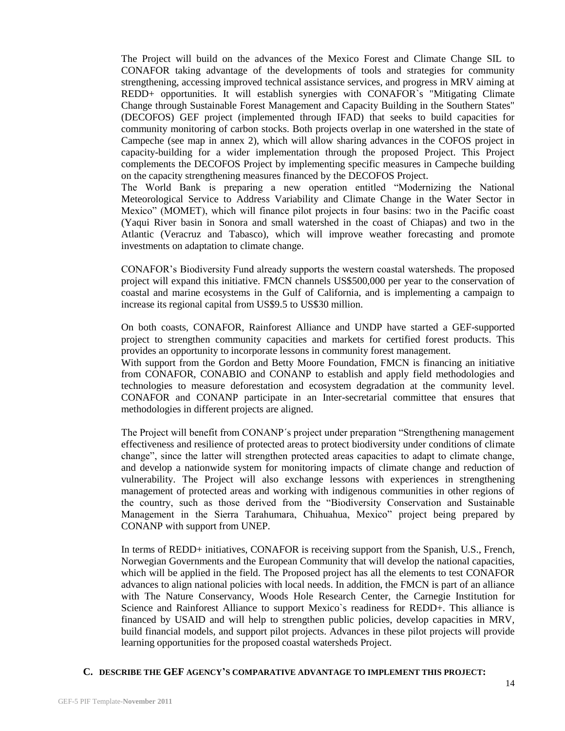The Project will build on the advances of the Mexico Forest and Climate Change SIL to CONAFOR taking advantage of the developments of tools and strategies for community strengthening, accessing improved technical assistance services, and progress in MRV aiming at REDD+ opportunities. It will establish synergies with CONAFOR`s "Mitigating Climate Change through Sustainable Forest Management and Capacity Building in the Southern States" (DECOFOS) GEF project (implemented through IFAD) that seeks to build capacities for community monitoring of carbon stocks. Both projects overlap in one watershed in the state of Campeche (see map in annex 2), which will allow sharing advances in the COFOS project in capacity-building for a wider implementation through the proposed Project. This Project complements the DECOFOS Project by implementing specific measures in Campeche building on the capacity strengthening measures financed by the DECOFOS Project.

The World Bank is preparing a new operation entitled "Modernizing the National Meteorological Service to Address Variability and Climate Change in the Water Sector in Mexico" (MOMET), which will finance pilot projects in four basins: two in the Pacific coast (Yaqui River basin in Sonora and small watershed in the coast of Chiapas) and two in the Atlantic (Veracruz and Tabasco), which will improve weather forecasting and promote investments on adaptation to climate change.

CONAFOR's Biodiversity Fund already supports the western coastal watersheds. The proposed project will expand this initiative. FMCN channels US$500,000 per year to the conservation of coastal and marine ecosystems in the Gulf of California, and is implementing a campaign to increase its regional capital from US$9.5 to US$30 million.

On both coasts, CONAFOR, Rainforest Alliance and UNDP have started a GEF-supported project to strengthen community capacities and markets for certified forest products. This provides an opportunity to incorporate lessons in community forest management.

With support from the Gordon and Betty Moore Foundation, FMCN is financing an initiative from CONAFOR, CONABIO and CONANP to establish and apply field methodologies and technologies to measure deforestation and ecosystem degradation at the community level. CONAFOR and CONANP participate in an Inter-secretarial committee that ensures that methodologies in different projects are aligned.

The Project will benefit from CONANP´s project under preparation "Strengthening management effectiveness and resilience of protected areas to protect biodiversity under conditions of climate change", since the latter will strengthen protected areas capacities to adapt to climate change, and develop a nationwide system for monitoring impacts of climate change and reduction of vulnerability. The Project will also exchange lessons with experiences in strengthening management of protected areas and working with indigenous communities in other regions of the country, such as those derived from the "Biodiversity Conservation and Sustainable Management in the Sierra Tarahumara, Chihuahua, Mexico" project being prepared by CONANP with support from UNEP.

In terms of REDD+ initiatives, CONAFOR is receiving support from the Spanish, U.S., French, Norwegian Governments and the European Community that will develop the national capacities, which will be applied in the field. The Proposed project has all the elements to test CONAFOR advances to align national policies with local needs. In addition, the FMCN is part of an alliance with The Nature Conservancy, Woods Hole Research Center, the Carnegie Institution for Science and Rainforest Alliance to support Mexico`s readiness for REDD+. This alliance is financed by USAID and will help to strengthen public policies, develop capacities in MRV, build financial models, and support pilot projects. Advances in these pilot projects will provide learning opportunities for the proposed coastal watersheds Project.

### C. DESCRIBE THE GEF AGENCY'S COMPARATIVE ADVANTAGE TO IMPLEMENT THIS PROJECT: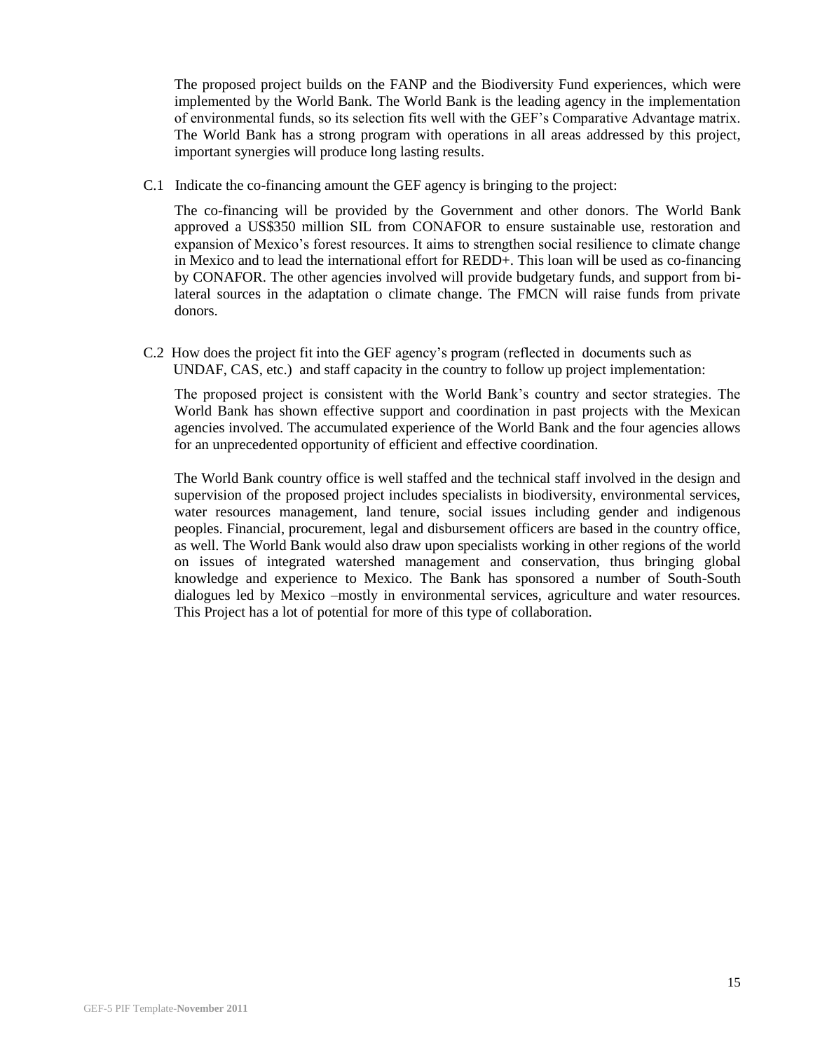The proposed project builds on the FANP and the Biodiversity Fund experiences, which were implemented by the World Bank. The World Bank is the leading agency in the implementation of environmental funds, so its selection fits well with the GEF's Comparative Advantage matrix. The World Bank has a strong program with operations in all areas addressed by this project, important synergies will produce long lasting results.

C.1 Indicate the co-financing amount the GEF agency is bringing to the project:

The co-financing will be provided by the Government and other donors. The World Bank approved a US$350 million SIL from CONAFOR to ensure sustainable use, restoration and expansion of Mexico's forest resources. It aims to strengthen social resilience to climate change in Mexico and to lead the international effort for REDD+. This loan will be used as co-financing by CONAFOR. The other agencies involved will provide budgetary funds, and support from bi-lateral sources in the adaptation o climate change. The FMCN will raise funds from private donors.

C.2 How does the project fit into the GEF agency's program (reflected in documents such as UNDAF, CAS, etc.) and staff capacity in the country to follow up project implementation:

The proposed project is consistent with the World Bank's country and sector strategies. The World Bank has shown effective support and coordination in past projects with the Mexican agencies involved. The accumulated experience of the World Bank and the four agencies allows for an unprecedented opportunity of efficient and effective coordination.

The World Bank country office is well staffed and the technical staff involved in the design and supervision of the proposed project includes specialists in biodiversity, environmental services, water resources management, land tenure, social issues including gender and indigenous peoples. Financial, procurement, legal and disbursement officers are based in the country office, as well. The World Bank would also draw upon specialists working in other regions of the world on issues of integrated watershed management and conservation, thus bringing global knowledge and experience to Mexico. The Bank has sponsored a number of South-South dialogues led by Mexico –mostly in environmental services, agriculture and water resources. This Project has a lot of potential for more of this type of collaboration.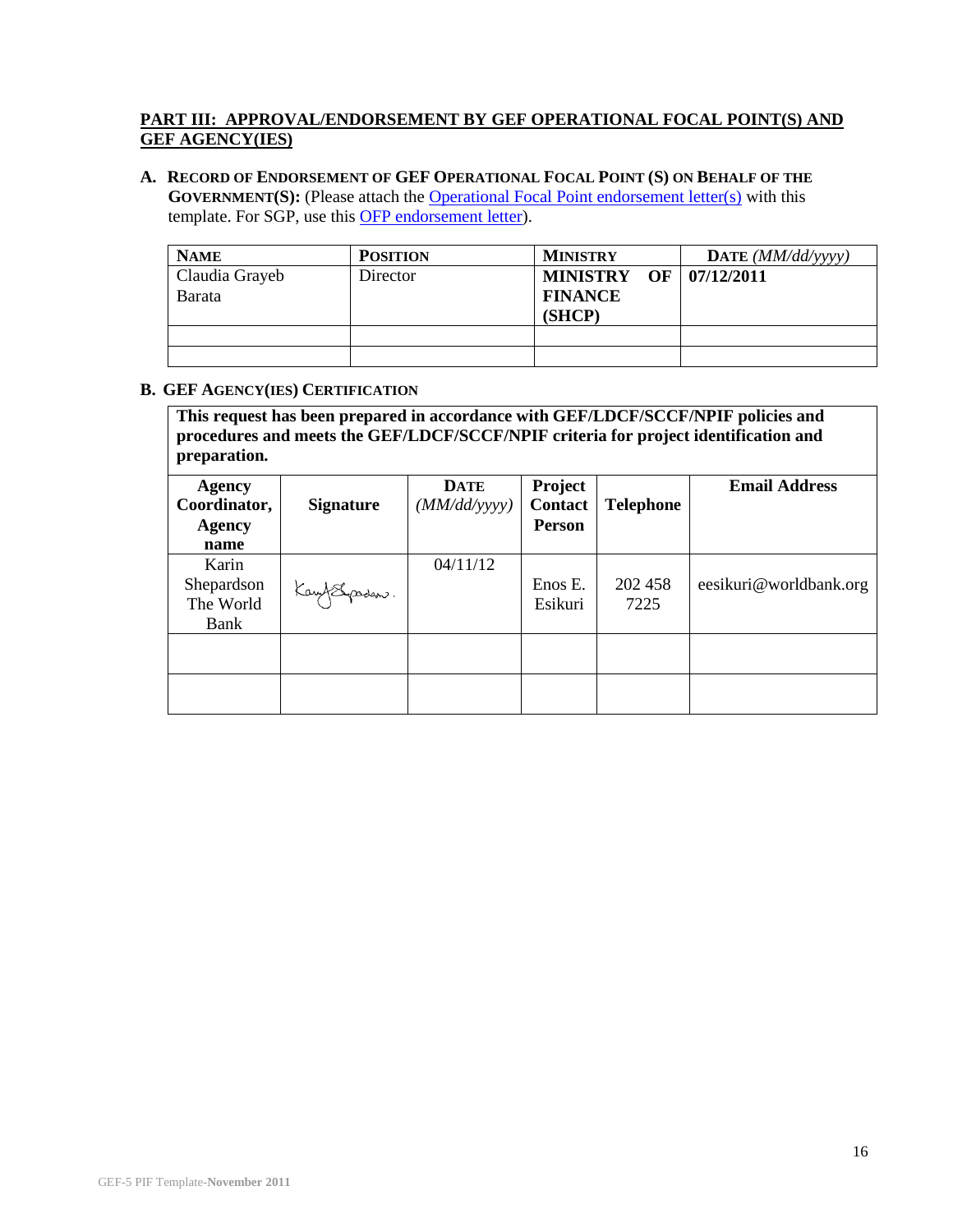## PART III: APPROVAL/ENDORSEMENT BY GEF OPERATIONAL FOCAL POINT(S) AND GEF AGENCY(IES)

**A. RECORD OF ENDORSEMENT OF GEF OPERATIONAL FOCAL POINT (S) ON BEHALF OF THE GOVERNMENT(S):** (Please attach the Operational Focal Point endorsement letter(s) with this template. For SGP, use this OFP endorsement letter).

| **NAME** | **POSITION** | **MINISTRY** | **DATE** *(MM/dd/yyyy)* |
|---|---|---|---|
| Claudia Grayeb Barata | Director | **MINISTRY OF FINANCE (SHCP)** | **07/12/2011** |
| | | | |
| | | | |

**B. GEF AGENCY(IES) CERTIFICATION**

**This request has been prepared in accordance with GEF/LDCF/SCCF/NPIF policies and procedures and meets the GEF/LDCF/SCCF/NPIF criteria for project identification and preparation.**

| **Agency Coordinator, Agency name** | **Signature** | **DATE** *(MM/dd/yyyy)* | **Project Contact Person** | **Telephone** | **Email Address** |
|---|---|---|---|---|---|
| Karin Shepardson The World Bank | Karin Shepardson | 04/11/12 | Enos E. Esikuri | 202 458 7225 | eesikuri@worldbank.org |
| | | | | | |
| | | | | | |